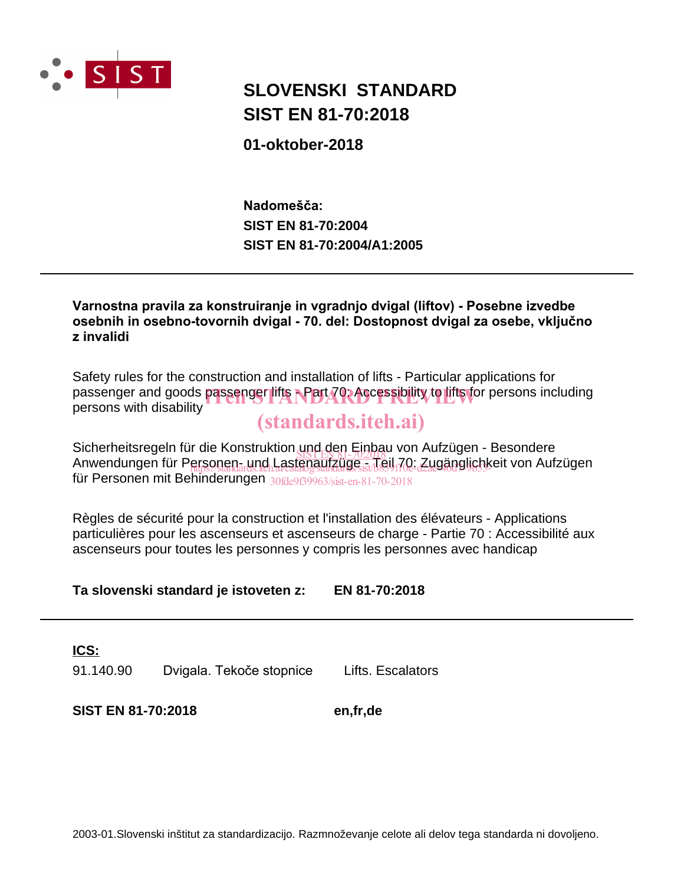SIST

# SLOVENSKI STANDARD
# SIST EN 81-70:2018

**01-oktober-2018**

**Nadomešča:**
**SIST EN 81-70:2004**
**SIST EN 81-70:2004/A1:2005**

---

**Varnostna pravila za konstruiranje in vgradnjo dvigal (liftov) - Posebne izvedbe osebnih in osebno-tovornih dvigal - 70. del: Dostopnost dvigal za osebe, vključno z invalidi**

Safety rules for the construction and installation of lifts - Particular applications for passenger and goods passenger lifts - Part 70: Accessibility to lifts for persons including persons with disability

Sicherheitsregeln für die Konstruktion und den Einbau von Aufzügen - Besondere Anwendungen für Personen- und Lastenaufzüge - Teil 70: Zugänglichkeit von Aufzügen für Personen mit Behinderungen

Règles de sécurité pour la construction et l'installation des élévateurs - Applications particulières pour les ascenseurs et ascenseurs de charge - Partie 70 : Accessibilité aux ascenseurs pour toutes les personnes y compris les personnes avec handicap

**Ta slovenski standard je istoveten z: EN 81-70:2018**

---

**ICS:**

| | | |
|---|---|---|
| 91.140.90 | Dvigala. Tekoče stopnice | Lifts. Escalators |

**SIST EN 81-70:2018** **en,fr,de**

2003-01.Slovenski inštitut za standardizacijo. Razmnoževanje celote ali delov tega standarda ni dovoljeno.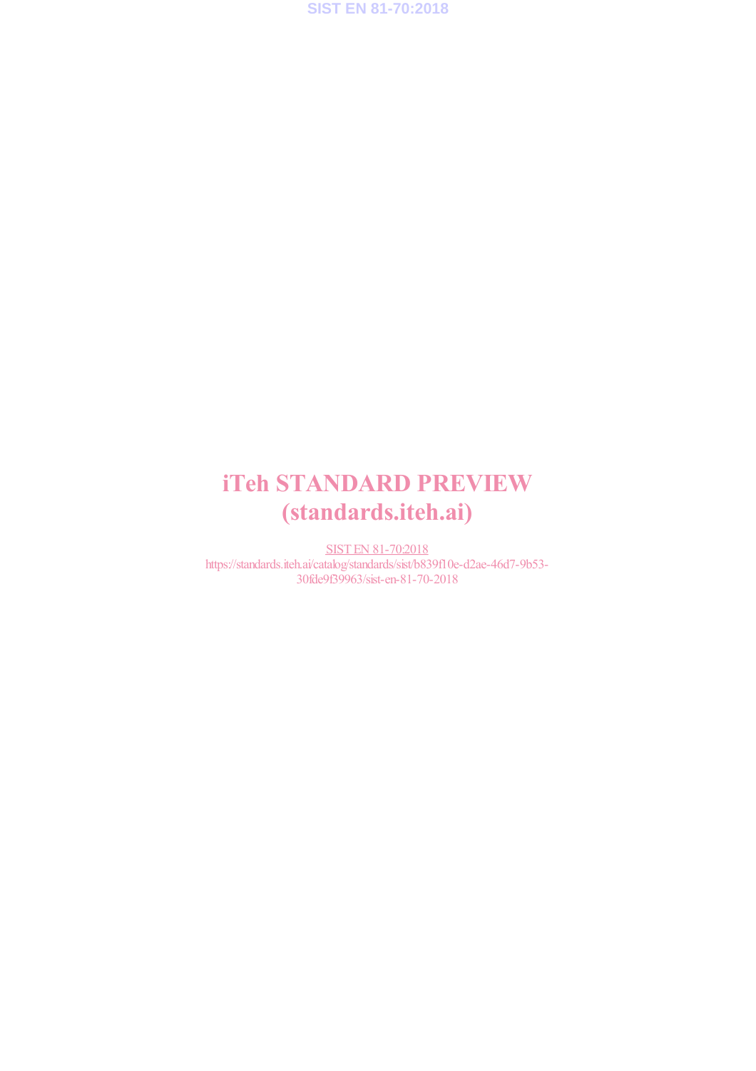# iTeh STANDARD PREVIEW
# (standards.iteh.ai)

SIST EN 81-70:2018
https://standards.iteh.ai/catalog/standards/sist/b839f10e-d2ae-46d7-9b53-30fde9f39963/sist-en-81-70-2018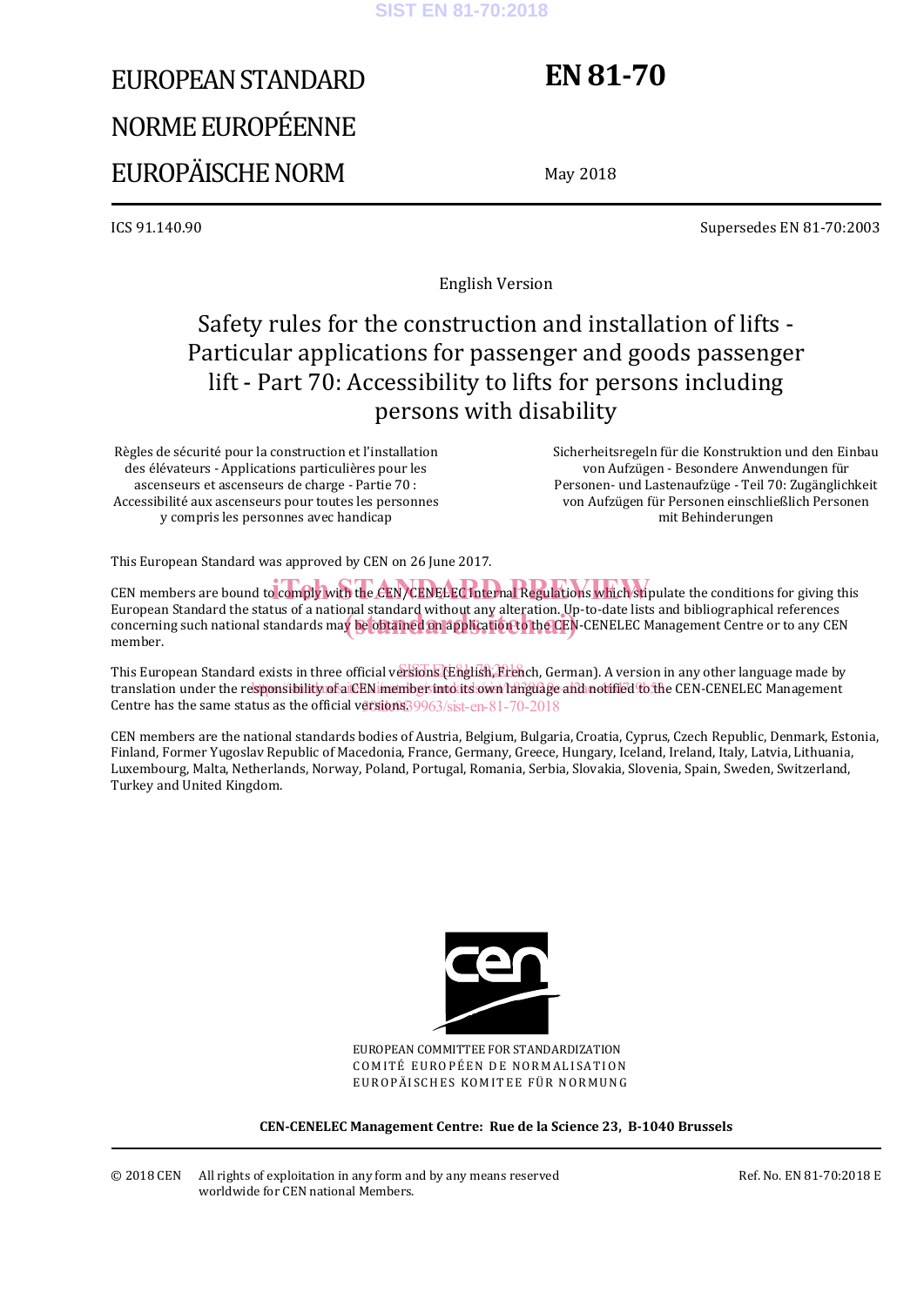# EUROPEAN STANDARD
# NORME EUROPÉENNE
# EUROPÄISCHE NORM

**EN 81-70**

May 2018

ICS 91.140.90

Supersedes EN 81-70:2003

English Version

## Safety rules for the construction and installation of lifts - Particular applications for passenger and goods passenger lift - Part 70: Accessibility to lifts for persons including persons with disability

Règles de sécurité pour la construction et l'installation des élévateurs - Applications particulières pour les ascenseurs et ascenseurs de charge - Partie 70 : Accessibilité aux ascenseurs pour toutes les personnes y compris les personnes avec handicap

Sicherheitsregeln für die Konstruktion und den Einbau von Aufzügen - Besondere Anwendungen für Personen- und Lastenaufzüge - Teil 70: Zugänglichkeit von Aufzügen für Personen einschließlich Personen mit Behinderungen

This European Standard was approved by CEN on 26 June 2017.

CEN members are bound to comply with the CEN/CENELEC Internal Regulations which stipulate the conditions for giving this European Standard the status of a national standard without any alteration. Up-to-date lists and bibliographical references concerning such national standards may be obtained on application to the CEN-CENELEC Management Centre or to any CEN member.

This European Standard exists in three official versions (English, French, German). A version in any other language made by translation under the responsibility of a CEN member into its own language and notified to the CEN-CENELEC Management Centre has the same status as the official versions.

CEN members are the national standards bodies of Austria, Belgium, Bulgaria, Croatia, Cyprus, Czech Republic, Denmark, Estonia, Finland, Former Yugoslav Republic of Macedonia, France, Germany, Greece, Hungary, Iceland, Ireland, Italy, Latvia, Lithuania, Luxembourg, Malta, Netherlands, Norway, Poland, Portugal, Romania, Serbia, Slovakia, Slovenia, Spain, Sweden, Switzerland, Turkey and United Kingdom.

EUROPEAN COMMITTEE FOR STANDARDIZATION
COMITÉ EUROPÉEN DE NORMALISATION
EUROPÄISCHES KOMITEE FÜR NORMUNG

**CEN-CENELEC Management Centre: Rue de la Science 23, B-1040 Brussels**

© 2018 CEN All rights of exploitation in any form and by any means reserved worldwide for CEN national Members.

Ref. No. EN 81-70:2018 E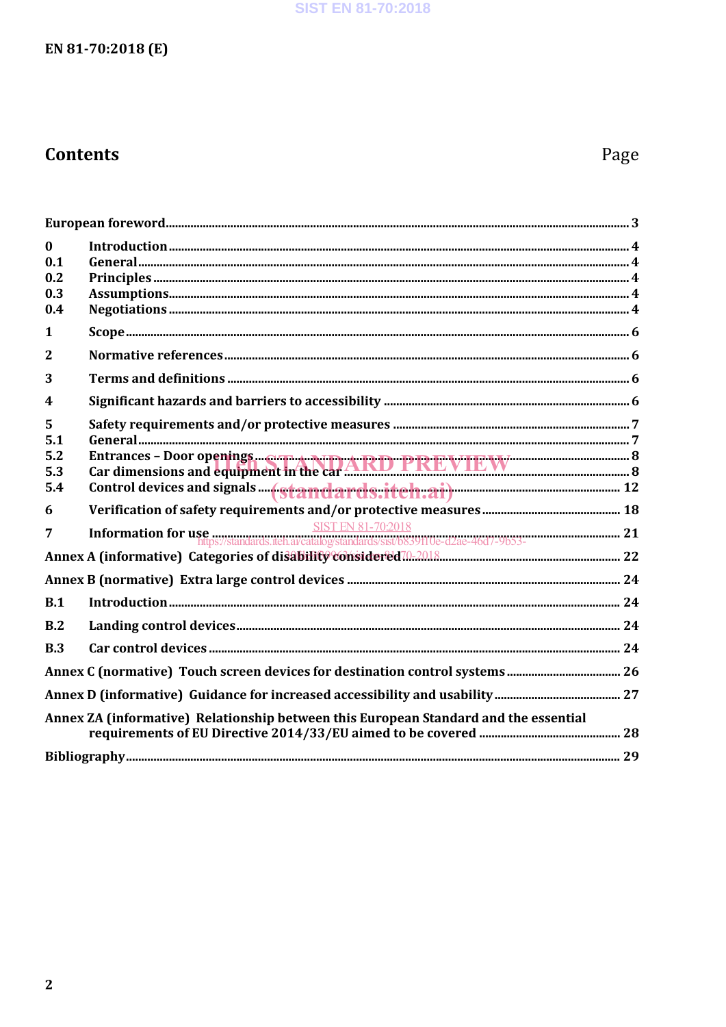# Contents

Page

| | | |
|---|---|---|
| **European foreword** | | **3** |
| **0** | **Introduction** | **4** |
| **0.1** | **General** | **4** |
| **0.2** | **Principles** | **4** |
| **0.3** | **Assumptions** | **4** |
| **0.4** | **Negotiations** | **4** |
| **1** | **Scope** | **6** |
| **2** | **Normative references** | **6** |
| **3** | **Terms and definitions** | **6** |
| **4** | **Significant hazards and barriers to accessibility** | **6** |
| **5** | **Safety requirements and/or protective measures** | **7** |
| **5.1** | **General** | **7** |
| **5.2** | **Entrances – Door openings** | **8** |
| **5.3** | **Car dimensions and equipment in the car** | **8** |
| **5.4** | **Control devices and signals** | **12** |
| **6** | **Verification of safety requirements and/or protective measures** | **18** |
| **7** | **Information for use** | **21** |
| **Annex A (informative) Categories of disability considered** | | **22** |
| **Annex B (normative) Extra large control devices** | | **24** |
| **B.1** | **Introduction** | **24** |
| **B.2** | **Landing control devices** | **24** |
| **B.3** | **Car control devices** | **24** |
| **Annex C (normative) Touch screen devices for destination control systems** | | **26** |
| **Annex D (informative) Guidance for increased accessibility and usability** | | **27** |
| **Annex ZA (informative) Relationship between this European Standard and the essential requirements of EU Directive 2014/33/EU aimed to be covered** | | **28** |
| **Bibliography** | | **29** |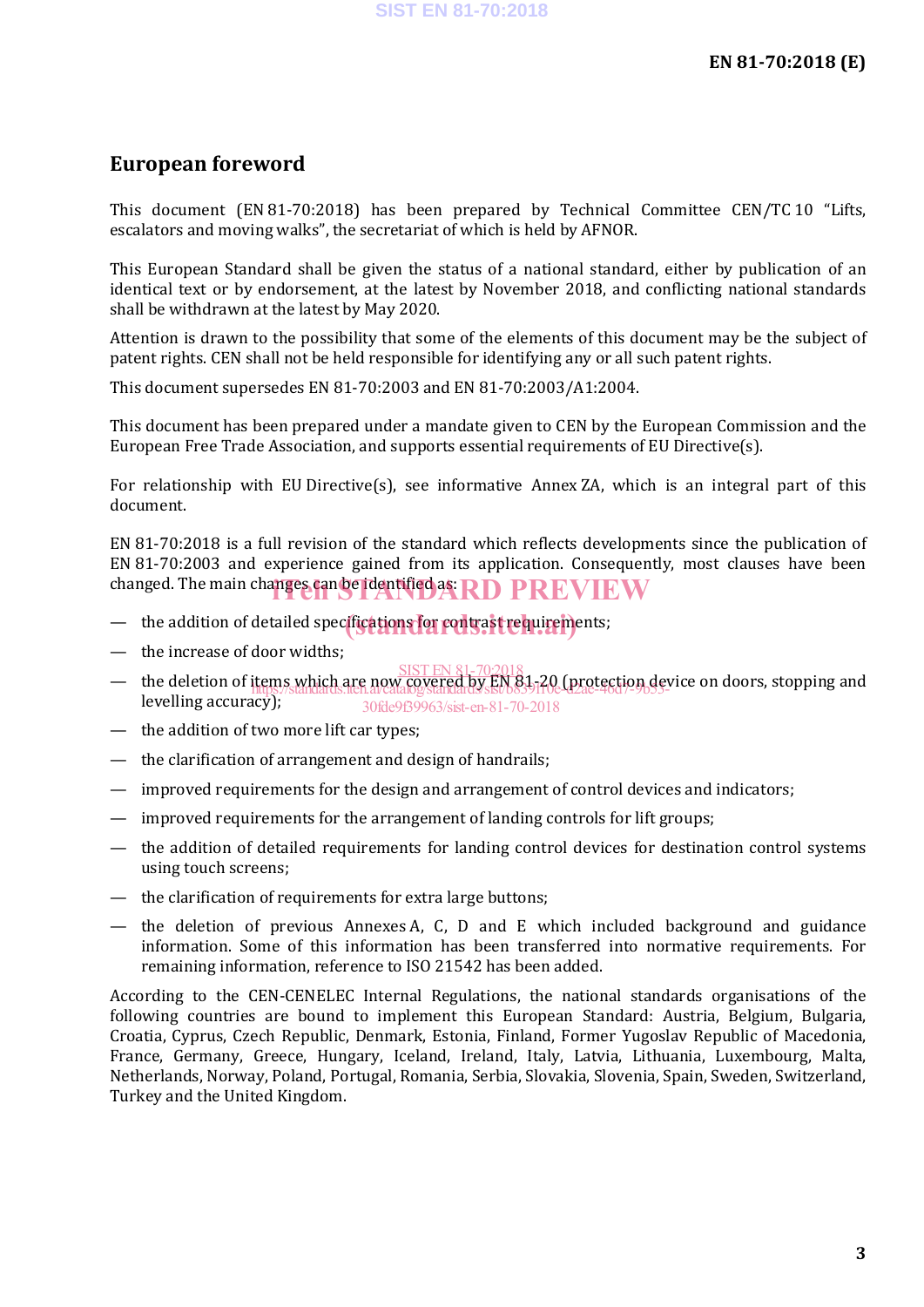## European foreword

This document (EN 81-70:2018) has been prepared by Technical Committee CEN/TC 10 "Lifts, escalators and moving walks", the secretariat of which is held by AFNOR.

This European Standard shall be given the status of a national standard, either by publication of an identical text or by endorsement, at the latest by November 2018, and conflicting national standards shall be withdrawn at the latest by May 2020.

Attention is drawn to the possibility that some of the elements of this document may be the subject of patent rights. CEN shall not be held responsible for identifying any or all such patent rights.

This document supersedes EN 81-70:2003 and EN 81-70:2003/A1:2004.

This document has been prepared under a mandate given to CEN by the European Commission and the European Free Trade Association, and supports essential requirements of EU Directive(s).

For relationship with EU Directive(s), see informative Annex ZA, which is an integral part of this document.

EN 81-70:2018 is a full revision of the standard which reflects developments since the publication of EN 81-70:2003 and experience gained from its application. Consequently, most clauses have been changed. The main changes can be identified as:

- the addition of detailed specifications for contrast requirements;
- the increase of door widths;
- the deletion of items which are now covered by EN 81-20 (protection device on doors, stopping and levelling accuracy);
- the addition of two more lift car types;
- the clarification of arrangement and design of handrails;
- improved requirements for the design and arrangement of control devices and indicators;
- improved requirements for the arrangement of landing controls for lift groups;
- the addition of detailed requirements for landing control devices for destination control systems using touch screens;
- the clarification of requirements for extra large buttons;
- the deletion of previous Annexes A, C, D and E which included background and guidance information. Some of this information has been transferred into normative requirements. For remaining information, reference to ISO 21542 has been added.

According to the CEN-CENELEC Internal Regulations, the national standards organisations of the following countries are bound to implement this European Standard: Austria, Belgium, Bulgaria, Croatia, Cyprus, Czech Republic, Denmark, Estonia, Finland, Former Yugoslav Republic of Macedonia, France, Germany, Greece, Hungary, Iceland, Ireland, Italy, Latvia, Lithuania, Luxembourg, Malta, Netherlands, Norway, Poland, Portugal, Romania, Serbia, Slovakia, Slovenia, Spain, Sweden, Switzerland, Turkey and the United Kingdom.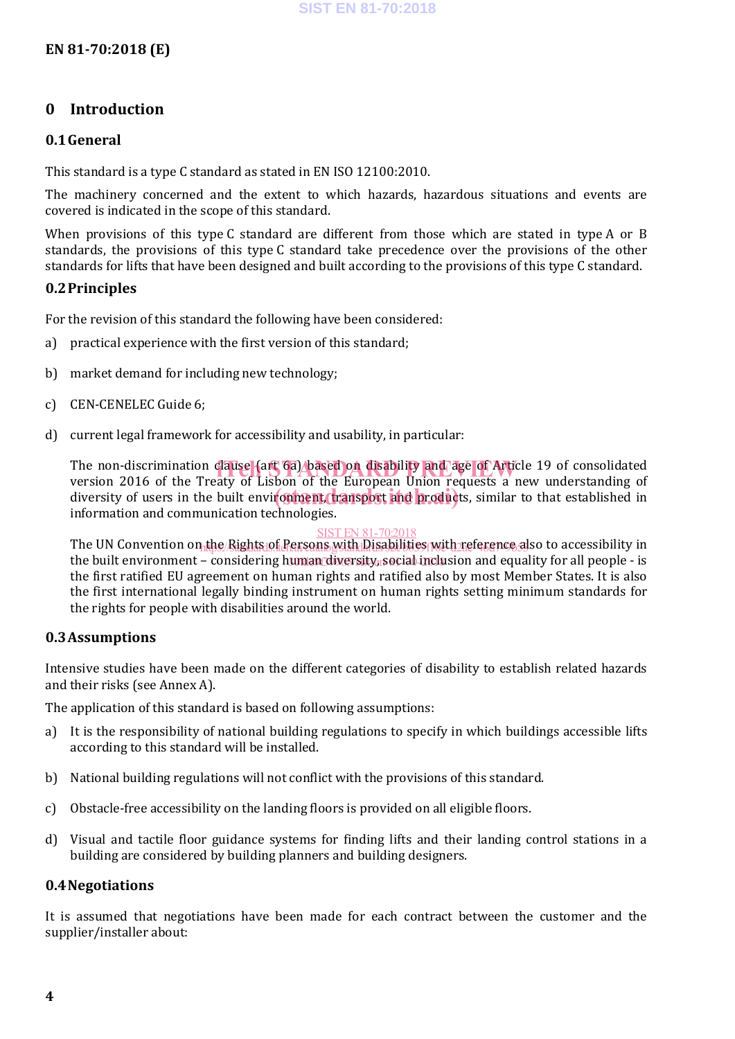# 0 Introduction

## 0.1 General

This standard is a type C standard as stated in EN ISO 12100:2010.

The machinery concerned and the extent to which hazards, hazardous situations and events are covered is indicated in the scope of this standard.

When provisions of this type C standard are different from those which are stated in type A or B standards, the provisions of this type C standard take precedence over the provisions of the other standards for lifts that have been designed and built according to the provisions of this type C standard.

## 0.2 Principles

For the revision of this standard the following have been considered:

a) practical experience with the first version of this standard;

b) market demand for including new technology;

c) CEN-CENELEC Guide 6;

d) current legal framework for accessibility and usability, in particular:

   The non-discrimination clause (art 6a) based on disability and age of Article 19 of consolidated version 2016 of the Treaty of Lisbon of the European Union requests a new understanding of diversity of users in the built environment, transport and products, similar to that established in information and communication technologies.

   The UN Convention on the Rights of Persons with Disabilities with reference also to accessibility in the built environment – considering human diversity, social inclusion and equality for all people - is the first ratified EU agreement on human rights and ratified also by most Member States. It is also the first international legally binding instrument on human rights setting minimum standards for the rights for people with disabilities around the world.

## 0.3 Assumptions

Intensive studies have been made on the different categories of disability to establish related hazards and their risks (see Annex A).

The application of this standard is based on following assumptions:

a) It is the responsibility of national building regulations to specify in which buildings accessible lifts according to this standard will be installed.

b) National building regulations will not conflict with the provisions of this standard.

c) Obstacle-free accessibility on the landing floors is provided on all eligible floors.

d) Visual and tactile floor guidance systems for finding lifts and their landing control stations in a building are considered by building planners and building designers.

## 0.4 Negotiations

It is assumed that negotiations have been made for each contract between the customer and the supplier/installer about: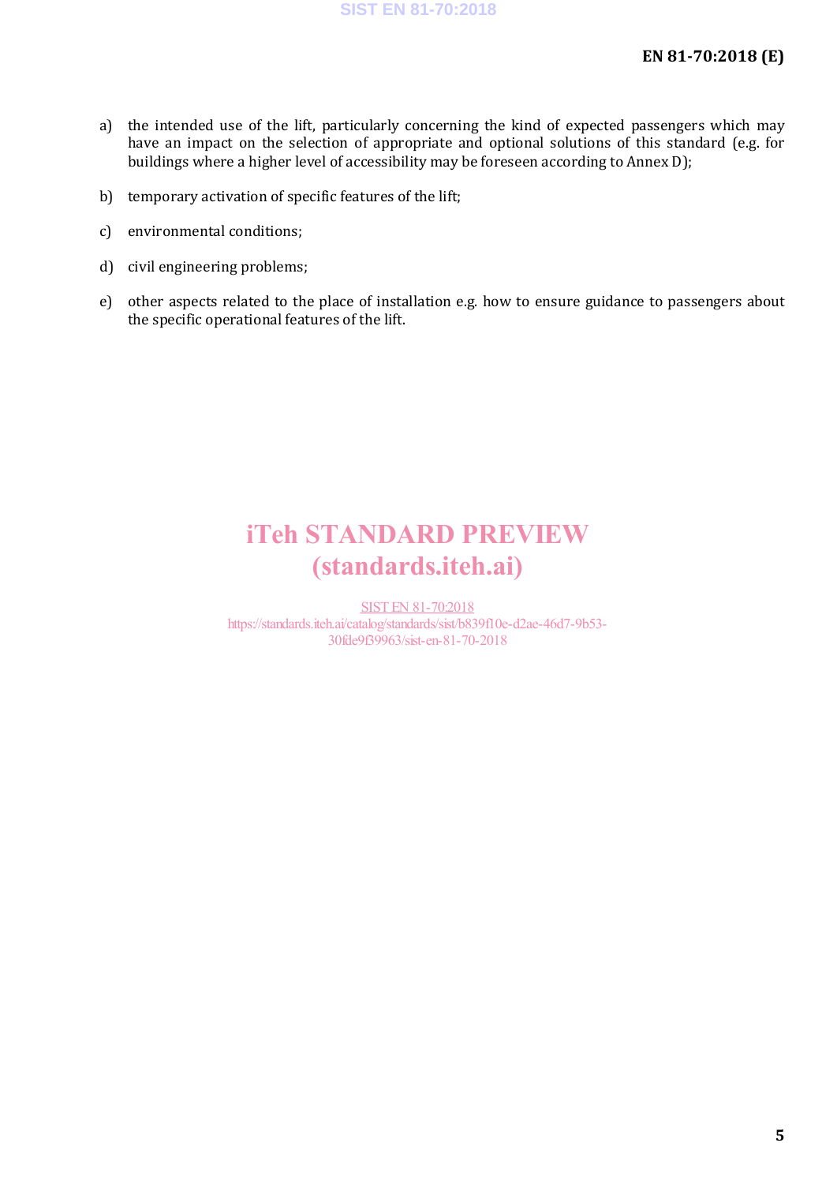a) the intended use of the lift, particularly concerning the kind of expected passengers which may have an impact on the selection of appropriate and optional solutions of this standard (e.g. for buildings where a higher level of accessibility may be foreseen according to Annex D);

b) temporary activation of specific features of the lift;

c) environmental conditions;

d) civil engineering problems;

e) other aspects related to the place of installation e.g. how to ensure guidance to passengers about the specific operational features of the lift.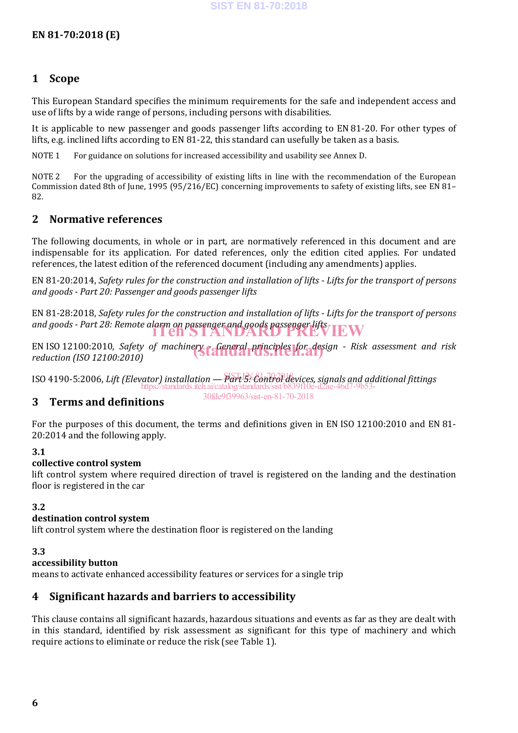## 1 Scope

This European Standard specifies the minimum requirements for the safe and independent access and use of lifts by a wide range of persons, including persons with disabilities.

It is applicable to new passenger and goods passenger lifts according to EN 81-20. For other types of lifts, e.g. inclined lifts according to EN 81-22, this standard can usefully be taken as a basis.

NOTE 1 For guidance on solutions for increased accessibility and usability see Annex D.

NOTE 2 For the upgrading of accessibility of existing lifts in line with the recommendation of the European Commission dated 8th of June, 1995 (95/216/EC) concerning improvements to safety of existing lifts, see EN 81–82.

## 2 Normative references

The following documents, in whole or in part, are normatively referenced in this document and are indispensable for its application. For dated references, only the edition cited applies. For undated references, the latest edition of the referenced document (including any amendments) applies.

EN 81-20:2014, *Safety rules for the construction and installation of lifts - Lifts for the transport of persons and goods - Part 20: Passenger and goods passenger lifts*

EN 81-28:2018, *Safety rules for the construction and installation of lifts - Lifts for the transport of persons and goods - Part 28: Remote alarm on passenger and goods passenger lifts*

EN ISO 12100:2010, *Safety of machinery - General principles for design - Risk assessment and risk reduction (ISO 12100:2010)*

ISO 4190-5:2006, *Lift (Elevator) installation — Part 5: Control devices, signals and additional fittings*

## 3 Terms and definitions

For the purposes of this document, the terms and definitions given in EN ISO 12100:2010 and EN 81-20:2014 and the following apply.

**3.1**
**collective control system**
lift control system where required direction of travel is registered on the landing and the destination floor is registered in the car

**3.2**
**destination control system**
lift control system where the destination floor is registered on the landing

**3.3**
**accessibility button**
means to activate enhanced accessibility features or services for a single trip

## 4 Significant hazards and barriers to accessibility

This clause contains all significant hazards, hazardous situations and events as far as they are dealt with in this standard, identified by risk assessment as significant for this type of machinery and which require actions to eliminate or reduce the risk (see Table 1).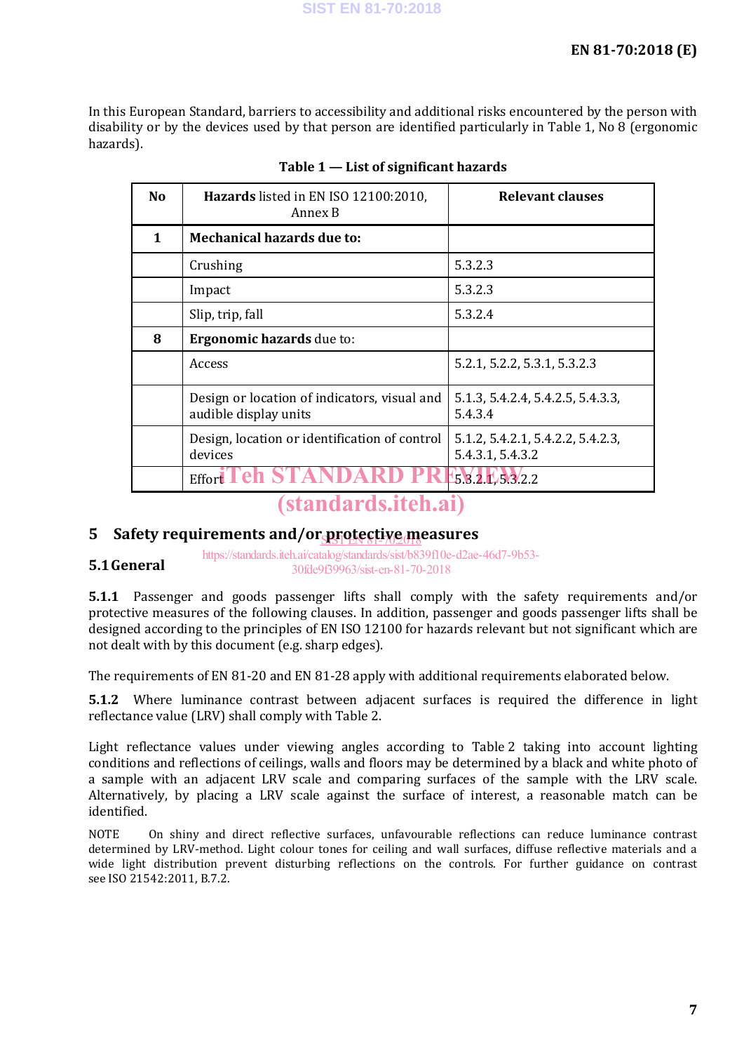In this European Standard, barriers to accessibility and additional risks encountered by the person with disability or by the devices used by that person are identified particularly in Table 1, No 8 (ergonomic hazards).

**Table 1 — List of significant hazards**

| No | **Hazards** listed in EN ISO 12100:2010, Annex B | Relevant clauses |
|---|---|---|
| **1** | **Mechanical hazards due to:** | |
| | Crushing | 5.3.2.3 |
| | Impact | 5.3.2.3 |
| | Slip, trip, fall | 5.3.2.4 |
| **8** | **Ergonomic hazards** due to: | |
| | Access | 5.2.1, 5.2.2, 5.3.1, 5.3.2.3 |
| | Design or location of indicators, visual and audible display units | 5.1.3, 5.4.2.4, 5.4.2.5, 5.4.3.3, 5.4.3.4 |
| | Design, location or identification of control devices | 5.1.2, 5.4.2.1, 5.4.2.2, 5.4.2.3, 5.4.3.1, 5.4.3.2 |
| | Effort | 5.3.2.1, 5.3.2.2 |

# 5 Safety requirements and/or protective measures

## 5.1 General

**5.1.1** Passenger and goods passenger lifts shall comply with the safety requirements and/or protective measures of the following clauses. In addition, passenger and goods passenger lifts shall be designed according to the principles of EN ISO 12100 for hazards relevant but not significant which are not dealt with by this document (e.g. sharp edges).

The requirements of EN 81-20 and EN 81-28 apply with additional requirements elaborated below.

**5.1.2** Where luminance contrast between adjacent surfaces is required the difference in light reflectance value (LRV) shall comply with Table 2.

Light reflectance values under viewing angles according to Table 2 taking into account lighting conditions and reflections of ceilings, walls and floors may be determined by a black and white photo of a sample with an adjacent LRV scale and comparing surfaces of the sample with the LRV scale. Alternatively, by placing a LRV scale against the surface of interest, a reasonable match can be identified.

NOTE On shiny and direct reflective surfaces, unfavourable reflections can reduce luminance contrast determined by LRV-method. Light colour tones for ceiling and wall surfaces, diffuse reflective materials and a wide light distribution prevent disturbing reflections on the controls. For further guidance on contrast see ISO 21542:2011, B.7.2.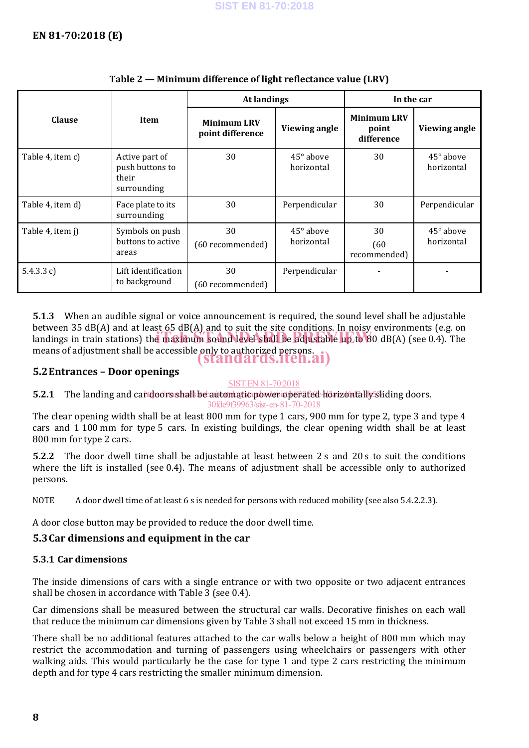**Table 2 — Minimum difference of light reflectance value (LRV)**

| Clause | Item | At landings | | In the car | |
|---|---|---|---|---|---|
| | | Minimum LRV point difference | Viewing angle | Minimum LRV point difference | Viewing angle |
| Table 4, item c) | Active part of push buttons to their surrounding | 30 | 45° above horizontal | 30 | 45° above horizontal |
| Table 4, item d) | Face plate to its surrounding | 30 | Perpendicular | 30 | Perpendicular |
| Table 4, item j) | Symbols on push buttons to active areas | 30 (60 recommended) | 45° above horizontal | 30 (60 recommended) | 45° above horizontal |
| 5.4.3.3 c) | Lift identification to background | 30 (60 recommended) | Perpendicular | - | - |

**5.1.3** When an audible signal or voice announcement is required, the sound level shall be adjustable between 35 dB(A) and at least 65 dB(A) and to suit the site conditions. In noisy environments (e.g. on landings in train stations) the maximum sound level shall be adjustable up to 80 dB(A) (see 0.4). The means of adjustment shall be accessible only to authorized persons.

## 5.2 Entrances – Door openings

**5.2.1** The landing and car doors shall be automatic power operated horizontally sliding doors.

The clear opening width shall be at least 800 mm for type 1 cars, 900 mm for type 2, type 3 and type 4 cars and 1 100 mm for type 5 cars. In existing buildings, the clear opening width shall be at least 800 mm for type 2 cars.

**5.2.2** The door dwell time shall be adjustable at least between 2 s and 20 s to suit the conditions where the lift is installed (see 0.4). The means of adjustment shall be accessible only to authorized persons.

NOTE A door dwell time of at least 6 s is needed for persons with reduced mobility (see also 5.4.2.2.3).

A door close button may be provided to reduce the door dwell time.

## 5.3 Car dimensions and equipment in the car

### 5.3.1 Car dimensions

The inside dimensions of cars with a single entrance or with two opposite or two adjacent entrances shall be chosen in accordance with Table 3 (see 0.4).

Car dimensions shall be measured between the structural car walls. Decorative finishes on each wall that reduce the minimum car dimensions given by Table 3 shall not exceed 15 mm in thickness.

There shall be no additional features attached to the car walls below a height of 800 mm which may restrict the accommodation and turning of passengers using wheelchairs or passengers with other walking aids. This would particularly be the case for type 1 and type 2 cars restricting the minimum depth and for type 4 cars restricting the smaller minimum dimension.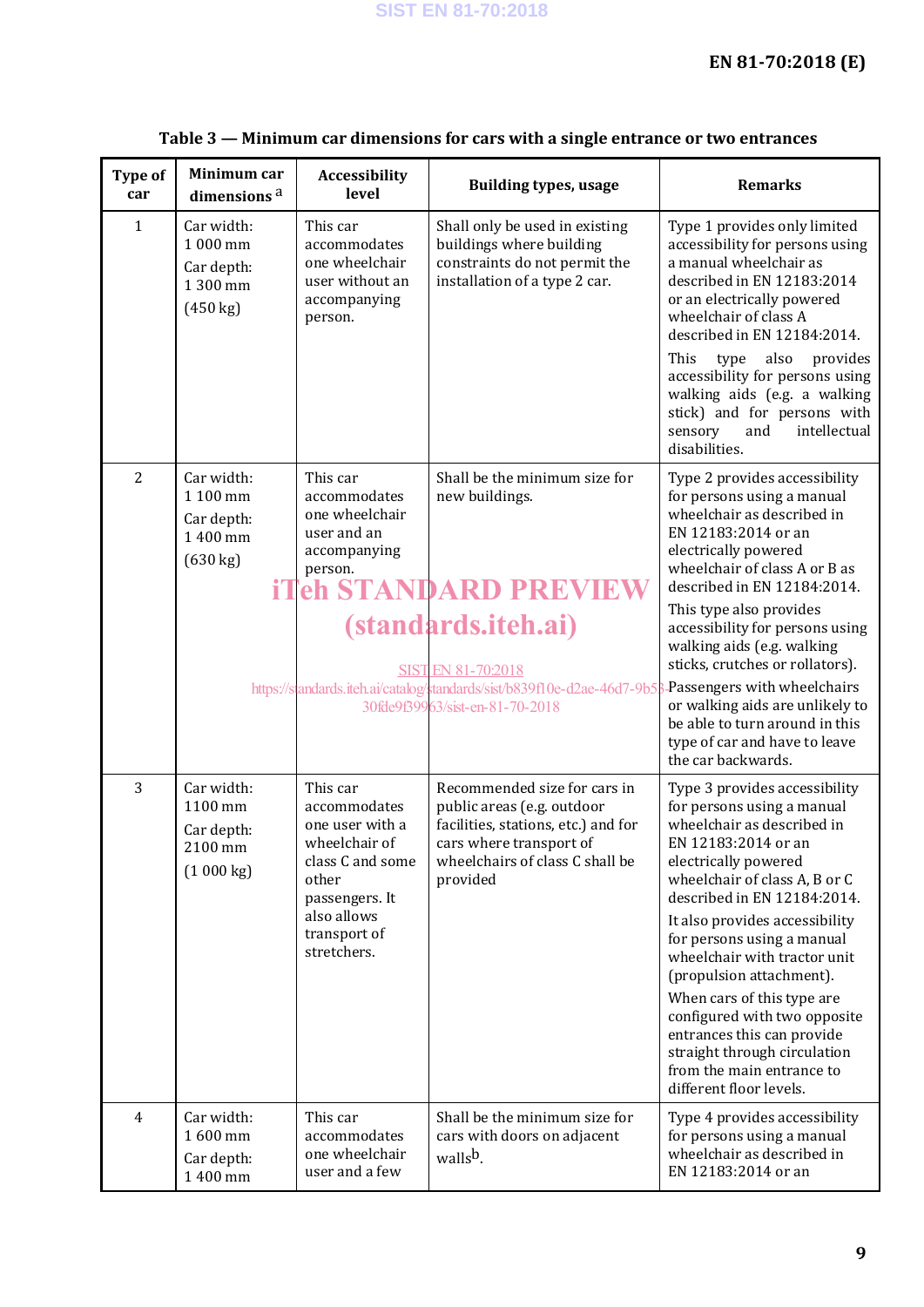**Table 3 — Minimum car dimensions for cars with a single entrance or two entrances**

| Type of car | Minimum car dimensions [a] | Accessibility level | Building types, usage | Remarks |
|---|---|---|---|---|
| 1 | Car width: 1 000 mm<br>Car depth: 1 300 mm<br>(450 kg) | This car accommodates one wheelchair user without an accompanying person. | Shall only be used in existing buildings where building constraints do not permit the installation of a type 2 car. | Type 1 provides only limited accessibility for persons using a manual wheelchair as described in EN 12183:2014 or an electrically powered wheelchair of class A described in EN 12184:2014.<br>This type also provides accessibility for persons using walking aids (e.g. a walking stick) and for persons with sensory and intellectual disabilities. |
| 2 | Car width: 1 100 mm<br>Car depth: 1 400 mm<br>(630 kg) | This car accommodates one wheelchair user and an accompanying person. | Shall be the minimum size for new buildings. | Type 2 provides accessibility for persons using a manual wheelchair as described in EN 12183:2014 or an electrically powered wheelchair of class A or B as described in EN 12184:2014.<br>This type also provides accessibility for persons using walking aids (e.g. walking sticks, crutches or rollators).<br>Passengers with wheelchairs or walking aids are unlikely to be able to turn around in this type of car and have to leave the car backwards. |
| 3 | Car width: 1100 mm<br>Car depth: 2100 mm<br>(1 000 kg) | This car accommodates one user with a wheelchair of class C and some other passengers. It also allows transport of stretchers. | Recommended size for cars in public areas (e.g. outdoor facilities, stations, etc.) and for cars where transport of wheelchairs of class C shall be provided | Type 3 provides accessibility for persons using a manual wheelchair as described in EN 12183:2014 or an electrically powered wheelchair of class A, B or C described in EN 12184:2014.<br>It also provides accessibility for persons using a manual wheelchair with tractor unit (propulsion attachment).<br>When cars of this type are configured with two opposite entrances this can provide straight through circulation from the main entrance to different floor levels. |
| 4 | Car width: 1 600 mm<br>Car depth: 1 400 mm | This car accommodates one wheelchair user and a few | Shall be the minimum size for cars with doors on adjacent walls[b]. | Type 4 provides accessibility for persons using a manual wheelchair as described in EN 12183:2014 or an |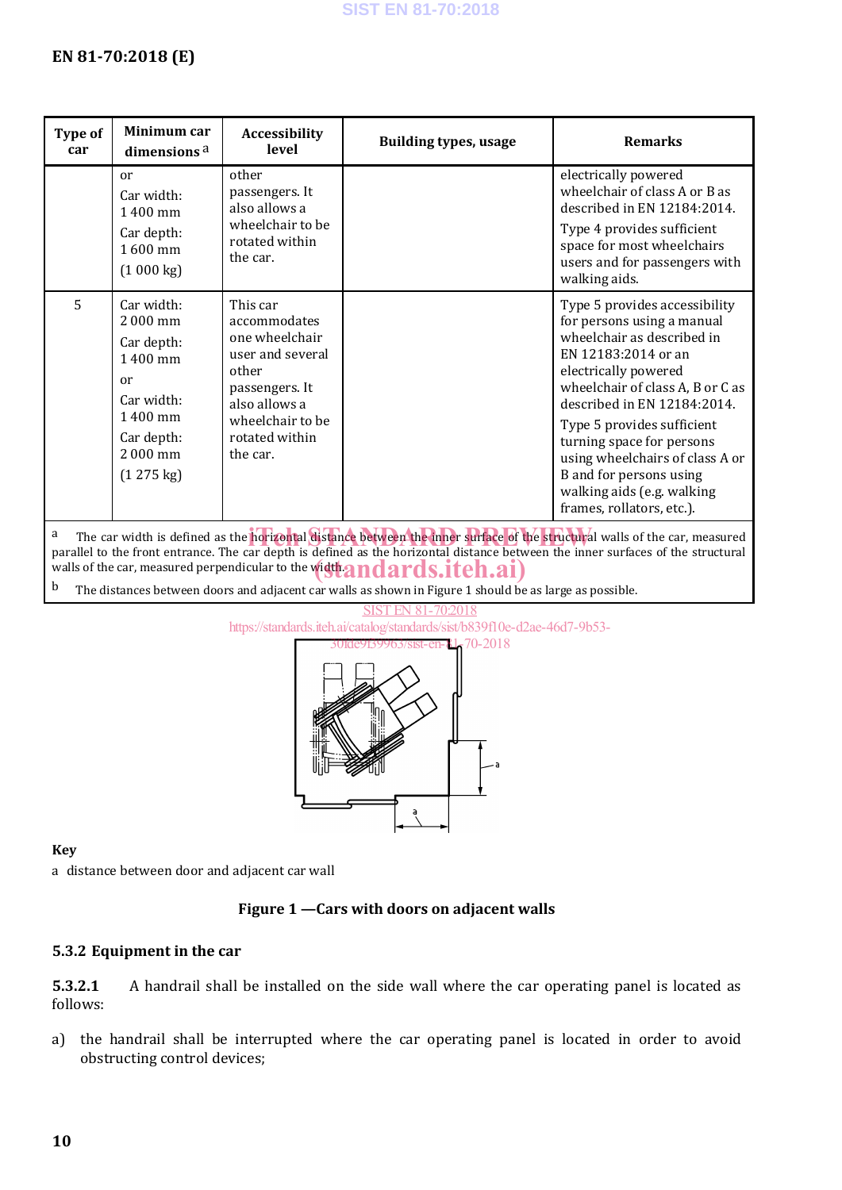| Type of car | Minimum car dimensions [a] | Accessibility level | Building types, usage | Remarks |
|---|---|---|---|---|
| | or<br>Car width: 1 400 mm<br>Car depth: 1 600 mm<br>(1 000 kg) | other passengers. It also allows a wheelchair to be rotated within the car. | | electrically powered wheelchair of class A or B as described in EN 12184:2014.<br>Type 4 provides sufficient space for most wheelchairs users and for passengers with walking aids. |
| 5 | Car width: 2 000 mm<br>Car depth: 1 400 mm<br>or<br>Car width: 1 400 mm<br>Car depth: 2 000 mm<br>(1 275 kg) | This car accommodates one wheelchair user and several other passengers. It also allows a wheelchair to be rotated within the car. | | Type 5 provides accessibility for persons using a manual wheelchair as described in EN 12183:2014 or an electrically powered wheelchair of class A, B or C as described in EN 12184:2014.<br>Type 5 provides sufficient turning space for persons using wheelchairs of class A or B and for persons using walking aids (e.g. walking frames, rollators, etc.). |

[a] The car width is defined as the horizontal distance between the inner surface of the structural walls of the car, measured parallel to the front entrance. The car depth is defined as the horizontal distance between the inner surfaces of the structural walls of the car, measured perpendicular to the width.

[b] The distances between doors and adjacent car walls as shown in Figure 1 should be as large as possible.

a

a

**Key**

a distance between door and adjacent car wall

**Figure 1 —Cars with doors on adjacent walls**

### 5.3.2 Equipment in the car

**5.3.2.1** A handrail shall be installed on the side wall where the car operating panel is located as follows:

a) the handrail shall be interrupted where the car operating panel is located in order to avoid obstructing control devices;